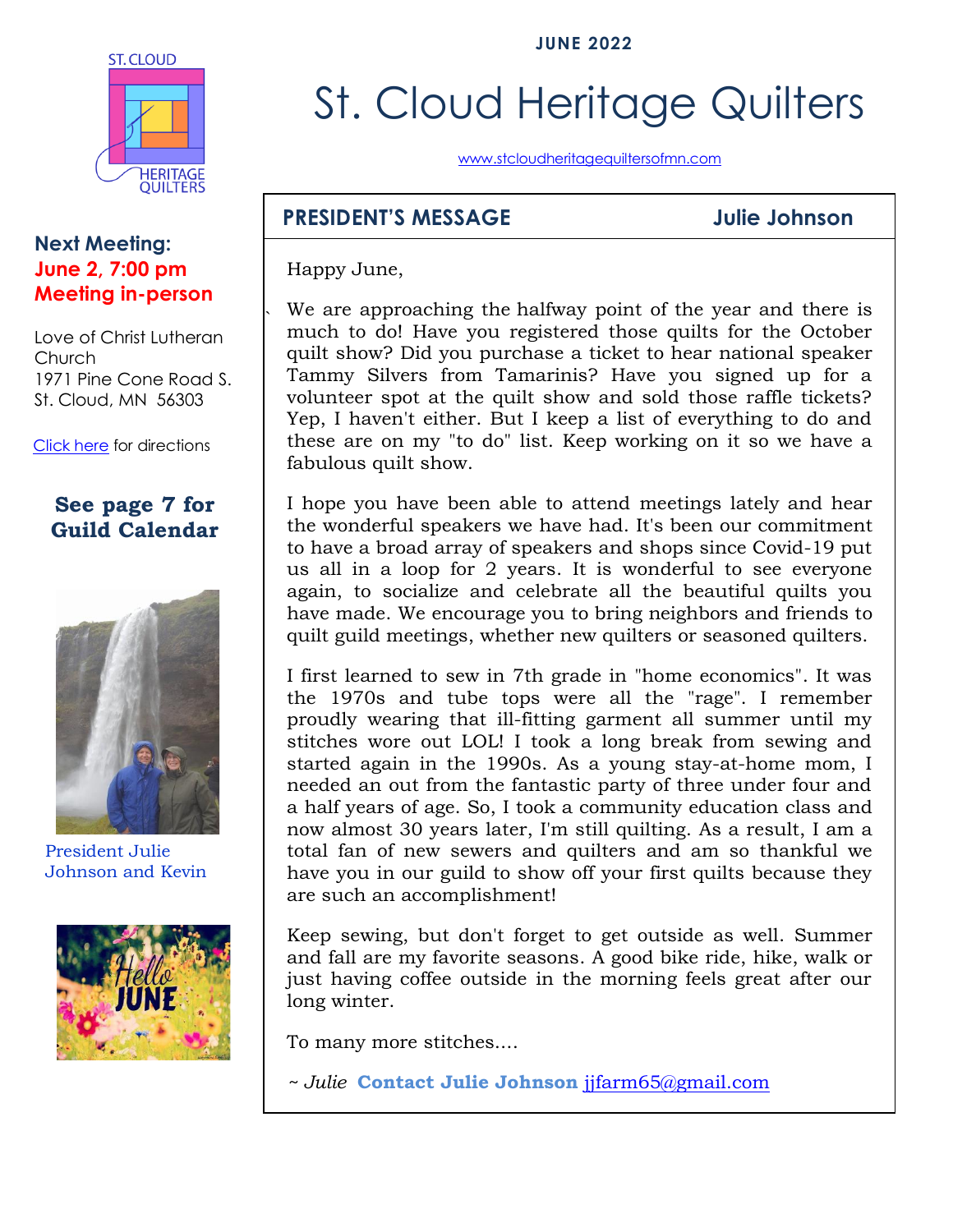JUNE 2022

# St. Cloud Heritage Quilters

www.stcloudheritagequiltersofmn.com

**Next Meeting:**
**June 2, 7:00 pm**
**Meeting in-person**

Love of Christ Lutheran Church
1971 Pine Cone Road S.
St. Cloud, MN 56303

Click here for directions

**See page 7 for Guild Calendar**

President Julie Johnson and Kevin

## PRESIDENT'S MESSAGE — Julie Johnson

Happy June,

We are approaching the halfway point of the year and there is much to do! Have you registered those quilts for the October quilt show? Did you purchase a ticket to hear national speaker Tammy Silvers from Tamarinis? Have you signed up for a volunteer spot at the quilt show and sold those raffle tickets? Yep, I haven't either. But I keep a list of everything to do and these are on my "to do" list. Keep working on it so we have a fabulous quilt show.

I hope you have been able to attend meetings lately and hear the wonderful speakers we have had. It's been our commitment to have a broad array of speakers and shops since Covid-19 put us all in a loop for 2 years. It is wonderful to see everyone again, to socialize and celebrate all the beautiful quilts you have made. We encourage you to bring neighbors and friends to quilt guild meetings, whether new quilters or seasoned quilters.

I first learned to sew in 7th grade in "home economics". It was the 1970s and tube tops were all the "rage". I remember proudly wearing that ill-fitting garment all summer until my stitches wore out LOL! I took a long break from sewing and started again in the 1990s. As a young stay-at-home mom, I needed an out from the fantastic party of three under four and a half years of age. So, I took a community education class and now almost 30 years later, I'm still quilting. As a result, I am a total fan of new sewers and quilters and am so thankful we have you in our guild to show off your first quilts because they are such an accomplishment!

Keep sewing, but don't forget to get outside as well. Summer and fall are my favorite seasons. A good bike ride, hike, walk or just having coffee outside in the morning feels great after our long winter.

To many more stitches....

*~ Julie* **Contact Julie Johnson** jjfarm65@gmail.com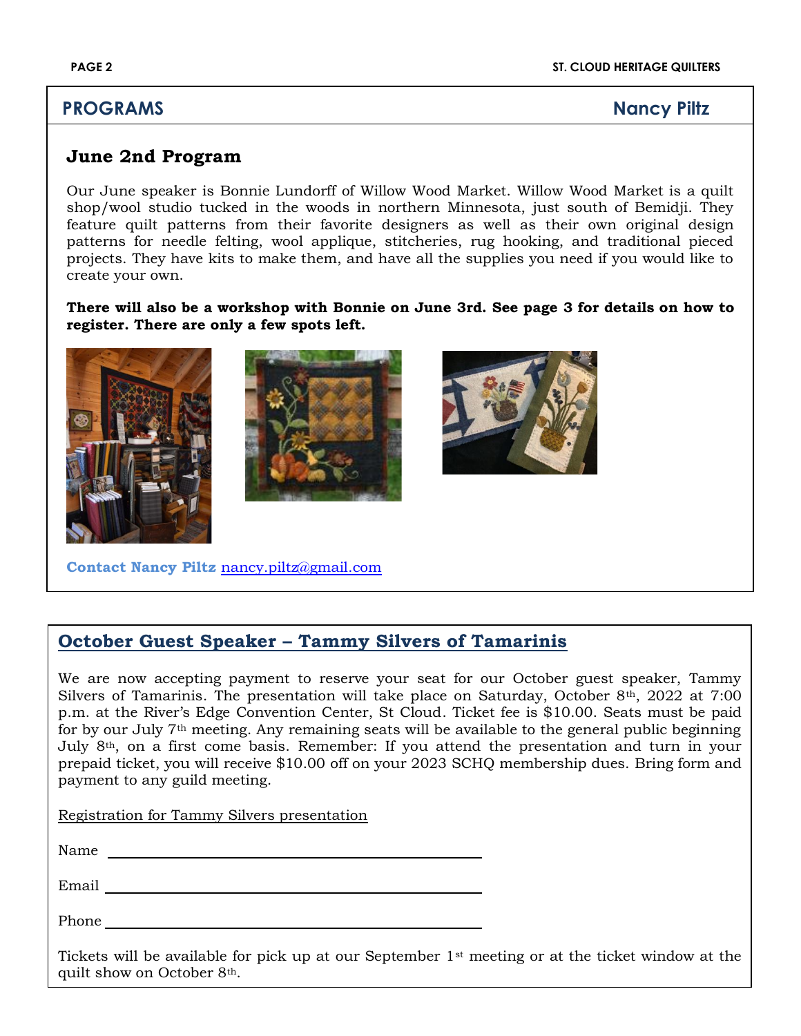## PROGRAMS — Nancy Piltz

### June 2nd Program

Our June speaker is Bonnie Lundorff of Willow Wood Market. Willow Wood Market is a quilt shop/wool studio tucked in the woods in northern Minnesota, just south of Bemidji. They feature quilt patterns from their favorite designers as well as their own original design patterns for needle felting, wool applique, stitcheries, rug hooking, and traditional pieced projects. They have kits to make them, and have all the supplies you need if you would like to create your own.

**There will also be a workshop with Bonnie on June 3rd. See page 3 for details on how to register. There are only a few spots left.**

**Contact Nancy Piltz** nancy.piltz@gmail.com

## October Guest Speaker – Tammy Silvers of Tamarinis

We are now accepting payment to reserve your seat for our October guest speaker, Tammy Silvers of Tamarinis. The presentation will take place on Saturday, October 8th, 2022 at 7:00 p.m. at the River's Edge Convention Center, St Cloud. Ticket fee is $10.00. Seats must be paid for by our July 7th meeting. Any remaining seats will be available to the general public beginning July 8th, on a first come basis. Remember: If you attend the presentation and turn in your prepaid ticket, you will receive $10.00 off on your 2023 SCHQ membership dues. Bring form and payment to any guild meeting.

Registration for Tammy Silvers presentation

Name ______________________________

Email ______________________________

Phone ______________________________

Tickets will be available for pick up at our September 1st meeting or at the ticket window at the quilt show on October 8th.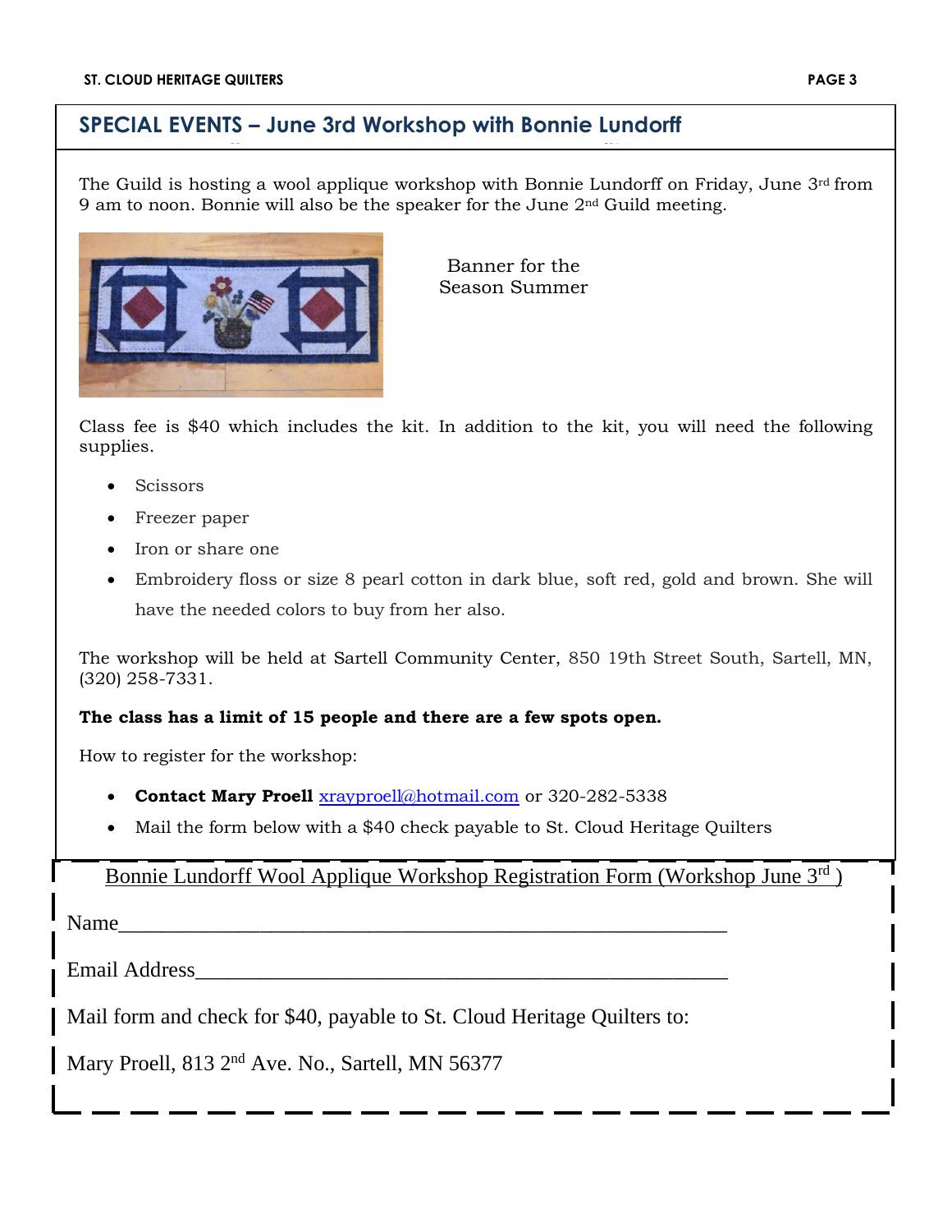## SPECIAL EVENTS – June 3rd Workshop with Bonnie Lundorff

The Guild is hosting a wool applique workshop with Bonnie Lundorff on Friday, June 3rd from 9 am to noon. Bonnie will also be the speaker for the June 2nd Guild meeting.

Banner for the Season Summer

Class fee is $40 which includes the kit. In addition to the kit, you will need the following supplies.

- Scissors
- Freezer paper
- Iron or share one
- Embroidery floss or size 8 pearl cotton in dark blue, soft red, gold and brown. She will have the needed colors to buy from her also.

The workshop will be held at Sartell Community Center, 850 19th Street South, Sartell, MN, (320) 258-7331.

**The class has a limit of 15 people and there are a few spots open.**

How to register for the workshop:

- **Contact Mary Proell** xrayproell@hotmail.com or 320-282-5338
- Mail the form below with a $40 check payable to St. Cloud Heritage Quilters

---

Bonnie Lundorff Wool Applique Workshop Registration Form (Workshop June 3rd )

Name____________________________________________________

Email Address_____________________________________________

Mail form and check for $40, payable to St. Cloud Heritage Quilters to:

Mary Proell, 813 2nd Ave. No., Sartell, MN 56377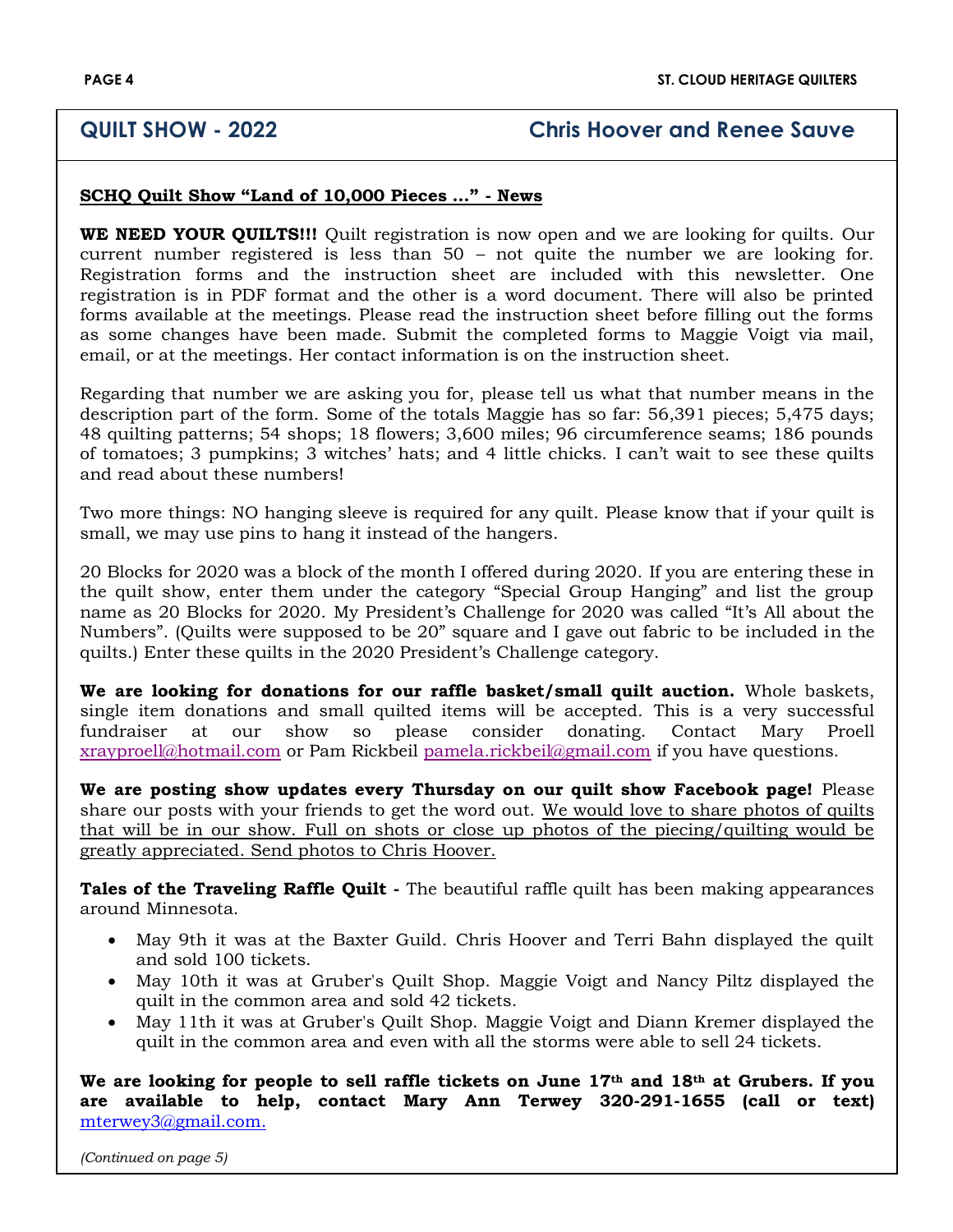## QUILT SHOW - 2022 — Chris Hoover and Renee Sauve

**SCHQ Quilt Show "Land of 10,000 Pieces …" - News**

**WE NEED YOUR QUILTS!!!** Quilt registration is now open and we are looking for quilts. Our current number registered is less than 50 – not quite the number we are looking for. Registration forms and the instruction sheet are included with this newsletter. One registration is in PDF format and the other is a word document. There will also be printed forms available at the meetings. Please read the instruction sheet before filling out the forms as some changes have been made. Submit the completed forms to Maggie Voigt via mail, email, or at the meetings. Her contact information is on the instruction sheet.

Regarding that number we are asking you for, please tell us what that number means in the description part of the form. Some of the totals Maggie has so far: 56,391 pieces; 5,475 days; 48 quilting patterns; 54 shops; 18 flowers; 3,600 miles; 96 circumference seams; 186 pounds of tomatoes; 3 pumpkins; 3 witches' hats; and 4 little chicks. I can't wait to see these quilts and read about these numbers!

Two more things: NO hanging sleeve is required for any quilt. Please know that if your quilt is small, we may use pins to hang it instead of the hangers.

20 Blocks for 2020 was a block of the month I offered during 2020. If you are entering these in the quilt show, enter them under the category "Special Group Hanging" and list the group name as 20 Blocks for 2020. My President's Challenge for 2020 was called "It's All about the Numbers". (Quilts were supposed to be 20" square and I gave out fabric to be included in the quilts.) Enter these quilts in the 2020 President's Challenge category.

**We are looking for donations for our raffle basket/small quilt auction.** Whole baskets, single item donations and small quilted items will be accepted. This is a very successful fundraiser at our show so please consider donating. Contact Mary Proell xrayproell@hotmail.com or Pam Rickbeil pamela.rickbeil@gmail.com if you have questions.

**We are posting show updates every Thursday on our quilt show Facebook page!** Please share our posts with your friends to get the word out. We would love to share photos of quilts that will be in our show. Full on shots or close up photos of the piecing/quilting would be greatly appreciated. Send photos to Chris Hoover.

**Tales of the Traveling Raffle Quilt -** The beautiful raffle quilt has been making appearances around Minnesota.

- May 9th it was at the Baxter Guild. Chris Hoover and Terri Bahn displayed the quilt and sold 100 tickets.
- May 10th it was at Gruber's Quilt Shop. Maggie Voigt and Nancy Piltz displayed the quilt in the common area and sold 42 tickets.
- May 11th it was at Gruber's Quilt Shop. Maggie Voigt and Diann Kremer displayed the quilt in the common area and even with all the storms were able to sell 24 tickets.

**We are looking for people to sell raffle tickets on June 17th and 18th at Grubers. If you are available to help, contact Mary Ann Terwey 320-291-1655 (call or text)** mterwey3@gmail.com.

*(Continued on page 5)*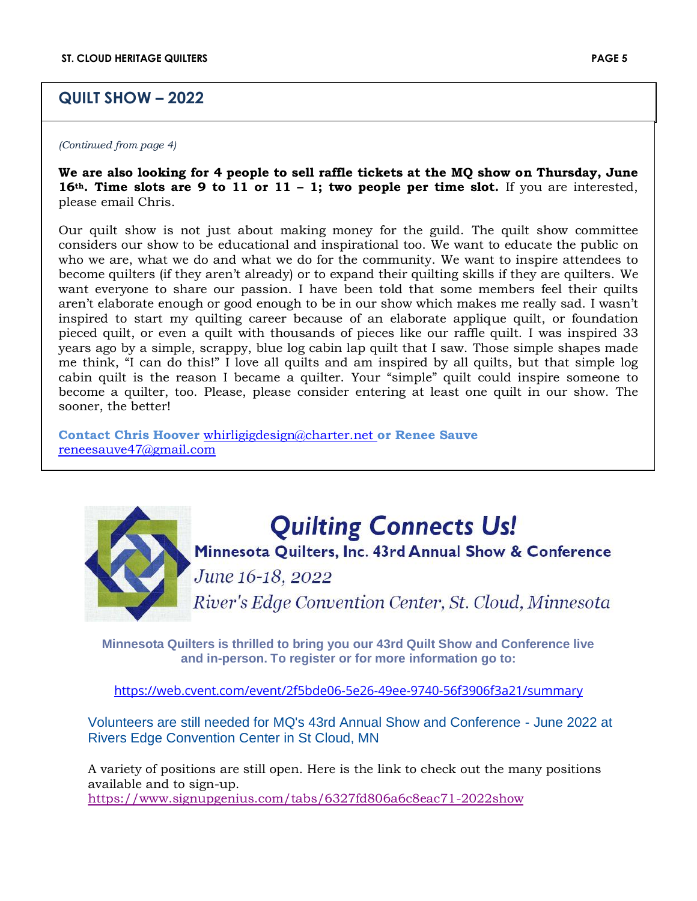## QUILT SHOW – 2022

*(Continued from page 4)*

**We are also looking for 4 people to sell raffle tickets at the MQ show on Thursday, June 16th. Time slots are 9 to 11 or 11 – 1; two people per time slot.** If you are interested, please email Chris.

Our quilt show is not just about making money for the guild. The quilt show committee considers our show to be educational and inspirational too. We want to educate the public on who we are, what we do and what we do for the community. We want to inspire attendees to become quilters (if they aren't already) or to expand their quilting skills if they are quilters. We want everyone to share our passion. I have been told that some members feel their quilts aren't elaborate enough or good enough to be in our show which makes me really sad. I wasn't inspired to start my quilting career because of an elaborate applique quilt, or foundation pieced quilt, or even a quilt with thousands of pieces like our raffle quilt. I was inspired 33 years ago by a simple, scrappy, blue log cabin lap quilt that I saw. Those simple shapes made me think, "I can do this!" I love all quilts and am inspired by all quilts, but that simple log cabin quilt is the reason I became a quilter. Your "simple" quilt could inspire someone to become a quilter, too. Please, please consider entering at least one quilt in our show. The sooner, the better!

**Contact Chris Hoover** whirligigdesign@charter.net **or Renee Sauve** reneesauve47@gmail.com

## Quilting Connects Us!

**Minnesota Quilters, Inc. 43rd Annual Show & Conference**

*June 16-18, 2022*

*River's Edge Convention Center, St. Cloud, Minnesota*

**Minnesota Quilters is thrilled to bring you our 43rd Quilt Show and Conference live and in-person. To register or for more information go to:**

https://web.cvent.com/event/2f5bde06-5e26-49ee-9740-56f3906f3a21/summary

Volunteers are still needed for MQ's 43rd Annual Show and Conference - June 2022 at Rivers Edge Convention Center in St Cloud, MN

A variety of positions are still open. Here is the link to check out the many positions available and to sign-up.
https://www.signupgenius.com/tabs/6327fd806a6c8eac71-2022show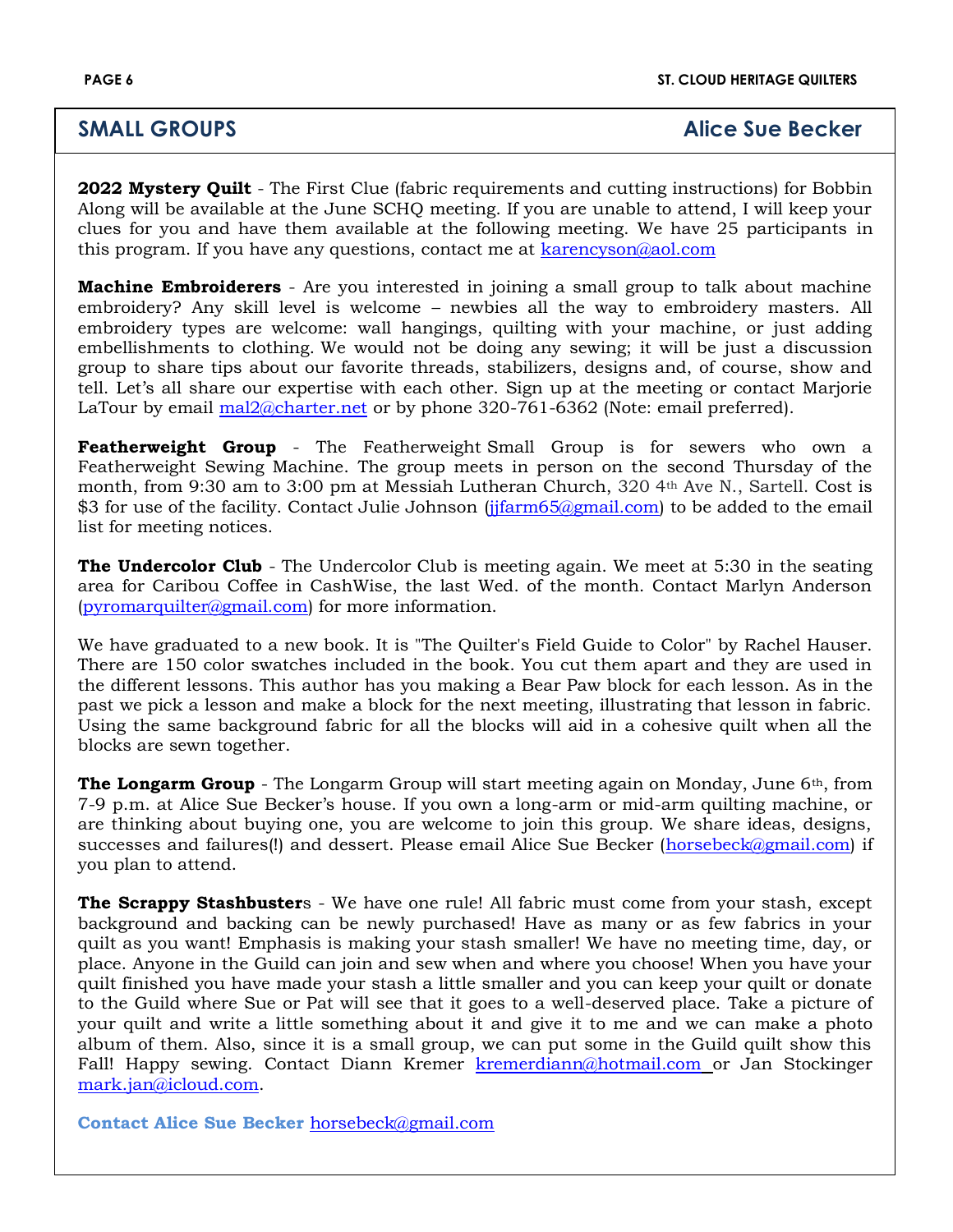## SMALL GROUPS — Alice Sue Becker

**2022 Mystery Quilt** - The First Clue (fabric requirements and cutting instructions) for Bobbin Along will be available at the June SCHQ meeting. If you are unable to attend, I will keep your clues for you and have them available at the following meeting. We have 25 participants in this program. If you have any questions, contact me at karencyson@aol.com

**Machine Embroiderers** - Are you interested in joining a small group to talk about machine embroidery? Any skill level is welcome – newbies all the way to embroidery masters. All embroidery types are welcome: wall hangings, quilting with your machine, or just adding embellishments to clothing. We would not be doing any sewing; it will be just a discussion group to share tips about our favorite threads, stabilizers, designs and, of course, show and tell. Let's all share our expertise with each other. Sign up at the meeting or contact Marjorie LaTour by email mal2@charter.net or by phone 320-761-6362 (Note: email preferred).

**Featherweight Group** - The Featherweight Small Group is for sewers who own a Featherweight Sewing Machine. The group meets in person on the second Thursday of the month, from 9:30 am to 3:00 pm at Messiah Lutheran Church, 320 4th Ave N., Sartell. Cost is $3 for use of the facility. Contact Julie Johnson (jjfarm65@gmail.com) to be added to the email list for meeting notices.

**The Undercolor Club** - The Undercolor Club is meeting again. We meet at 5:30 in the seating area for Caribou Coffee in CashWise, the last Wed. of the month. Contact Marlyn Anderson (pyromarquilter@gmail.com) for more information.

We have graduated to a new book. It is "The Quilter's Field Guide to Color" by Rachel Hauser. There are 150 color swatches included in the book. You cut them apart and they are used in the different lessons. This author has you making a Bear Paw block for each lesson. As in the past we pick a lesson and make a block for the next meeting, illustrating that lesson in fabric. Using the same background fabric for all the blocks will aid in a cohesive quilt when all the blocks are sewn together.

**The Longarm Group** - The Longarm Group will start meeting again on Monday, June 6th, from 7-9 p.m. at Alice Sue Becker's house. If you own a long-arm or mid-arm quilting machine, or are thinking about buying one, you are welcome to join this group. We share ideas, designs, successes and failures(!) and dessert. Please email Alice Sue Becker (horsebeck@gmail.com) if you plan to attend.

**The Scrappy Stashbuster**s - We have one rule! All fabric must come from your stash, except background and backing can be newly purchased! Have as many or as few fabrics in your quilt as you want! Emphasis is making your stash smaller! We have no meeting time, day, or place. Anyone in the Guild can join and sew when and where you choose! When you have your quilt finished you have made your stash a little smaller and you can keep your quilt or donate to the Guild where Sue or Pat will see that it goes to a well-deserved place. Take a picture of your quilt and write a little something about it and give it to me and we can make a photo album of them. Also, since it is a small group, we can put some in the Guild quilt show this Fall! Happy sewing. Contact Diann Kremer kremerdiann@hotmail.com or Jan Stockinger mark.jan@icloud.com.

**Contact Alice Sue Becker** horsebeck@gmail.com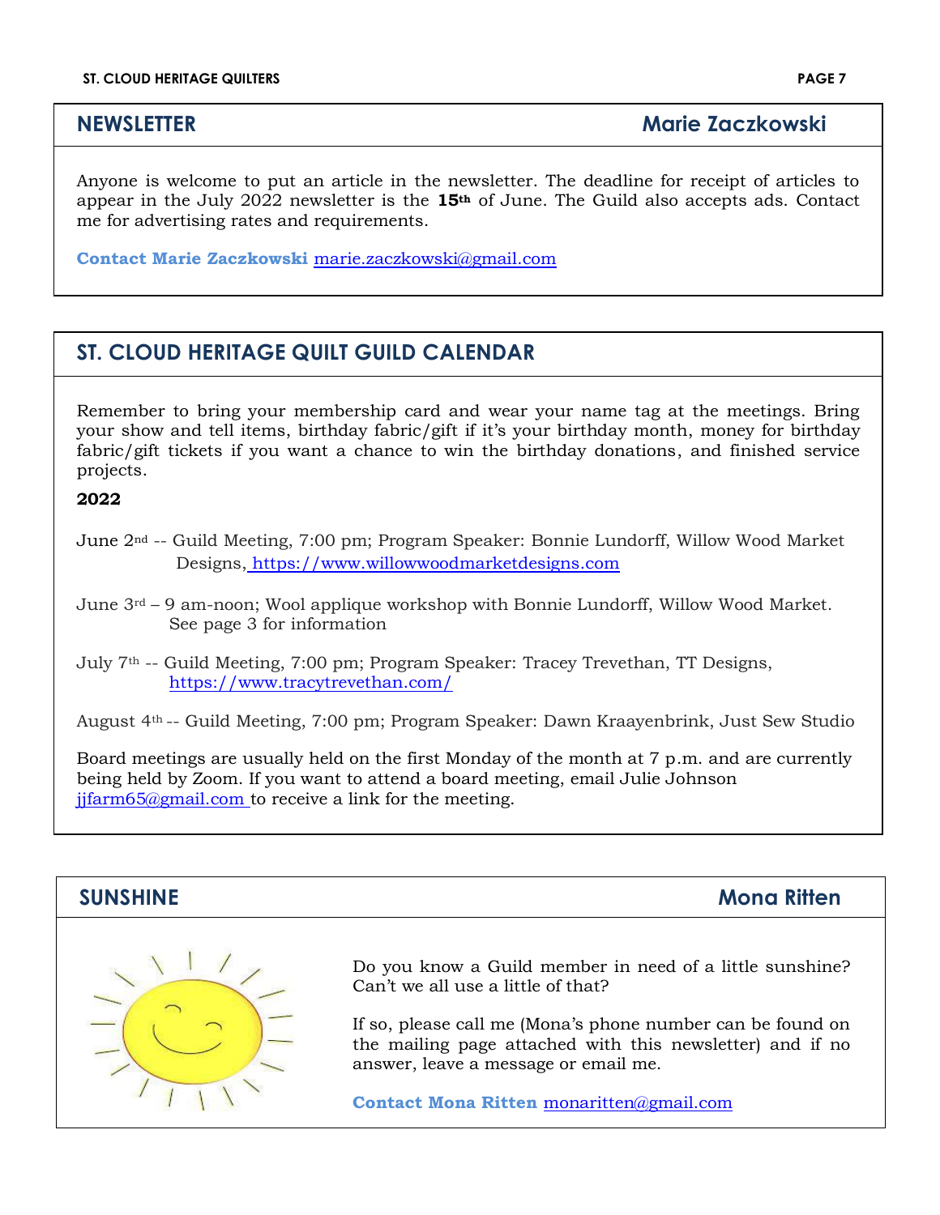## NEWSLETTER — Marie Zaczkowski

Anyone is welcome to put an article in the newsletter. The deadline for receipt of articles to appear in the July 2022 newsletter is the **15th** of June. The Guild also accepts ads. Contact me for advertising rates and requirements.

**Contact Marie Zaczkowski** marie.zaczkowski@gmail.com

## ST. CLOUD HERITAGE QUILT GUILD CALENDAR

Remember to bring your membership card and wear your name tag at the meetings. Bring your show and tell items, birthday fabric/gift if it's your birthday month, money for birthday fabric/gift tickets if you want a chance to win the birthday donations, and finished service projects.

**2022**

June 2nd -- Guild Meeting, 7:00 pm; Program Speaker: Bonnie Lundorff, Willow Wood Market Designs, https://www.willowwoodmarketdesigns.com

June 3rd – 9 am-noon; Wool applique workshop with Bonnie Lundorff, Willow Wood Market. See page 3 for information

July 7th -- Guild Meeting, 7:00 pm; Program Speaker: Tracey Trevethan, TT Designs, https://www.tracytrevethan.com/

August 4th -- Guild Meeting, 7:00 pm; Program Speaker: Dawn Kraayenbrink, Just Sew Studio

Board meetings are usually held on the first Monday of the month at 7 p.m. and are currently being held by Zoom. If you want to attend a board meeting, email Julie Johnson jjfarm65@gmail.com to receive a link for the meeting.

## SUNSHINE — Mona Ritten

Do you know a Guild member in need of a little sunshine? Can't we all use a little of that?

If so, please call me (Mona's phone number can be found on the mailing page attached with this newsletter) and if no answer, leave a message or email me.

**Contact Mona Ritten** monaritten@gmail.com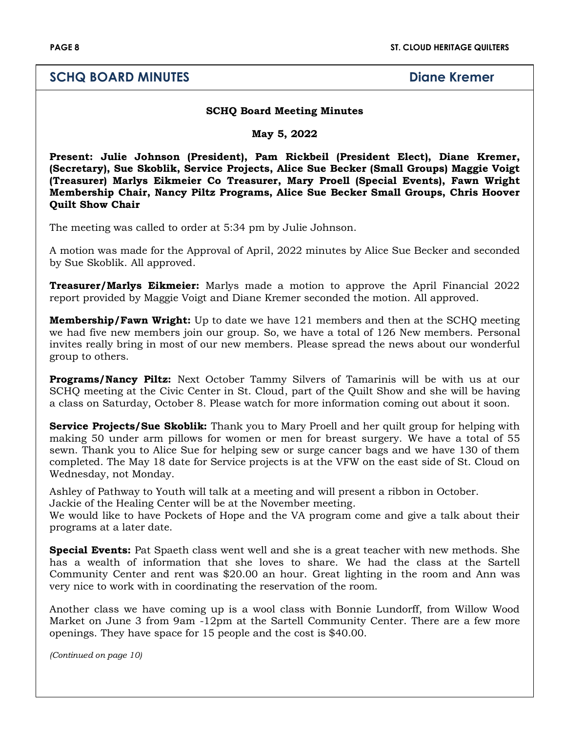## SCHQ BOARD MINUTES — Diane Kremer

**SCHQ Board Meeting Minutes**

**May 5, 2022**

**Present: Julie Johnson (President), Pam Rickbeil (President Elect), Diane Kremer, (Secretary), Sue Skoblik, Service Projects, Alice Sue Becker (Small Groups) Maggie Voigt (Treasurer) Marlys Eikmeier Co Treasurer, Mary Proell (Special Events), Fawn Wright Membership Chair, Nancy Piltz Programs, Alice Sue Becker Small Groups, Chris Hoover Quilt Show Chair**

The meeting was called to order at 5:34 pm by Julie Johnson.

A motion was made for the Approval of April, 2022 minutes by Alice Sue Becker and seconded by Sue Skoblik. All approved.

**Treasurer/Marlys Eikmeier:** Marlys made a motion to approve the April Financial 2022 report provided by Maggie Voigt and Diane Kremer seconded the motion. All approved.

**Membership/Fawn Wright:** Up to date we have 121 members and then at the SCHQ meeting we had five new members join our group. So, we have a total of 126 New members. Personal invites really bring in most of our new members. Please spread the news about our wonderful group to others.

**Programs/Nancy Piltz:** Next October Tammy Silvers of Tamarinis will be with us at our SCHQ meeting at the Civic Center in St. Cloud, part of the Quilt Show and she will be having a class on Saturday, October 8. Please watch for more information coming out about it soon.

**Service Projects/Sue Skoblik:** Thank you to Mary Proell and her quilt group for helping with making 50 under arm pillows for women or men for breast surgery. We have a total of 55 sewn. Thank you to Alice Sue for helping sew or surge cancer bags and we have 130 of them completed. The May 18 date for Service projects is at the VFW on the east side of St. Cloud on Wednesday, not Monday.

Ashley of Pathway to Youth will talk at a meeting and will present a ribbon in October.
Jackie of the Healing Center will be at the November meeting.
We would like to have Pockets of Hope and the VA program come and give a talk about their programs at a later date.

**Special Events:** Pat Spaeth class went well and she is a great teacher with new methods. She has a wealth of information that she loves to share. We had the class at the Sartell Community Center and rent was $20.00 an hour. Great lighting in the room and Ann was very nice to work with in coordinating the reservation of the room.

Another class we have coming up is a wool class with Bonnie Lundorff, from Willow Wood Market on June 3 from 9am -12pm at the Sartell Community Center. There are a few more openings. They have space for 15 people and the cost is $40.00.

*(Continued on page 10)*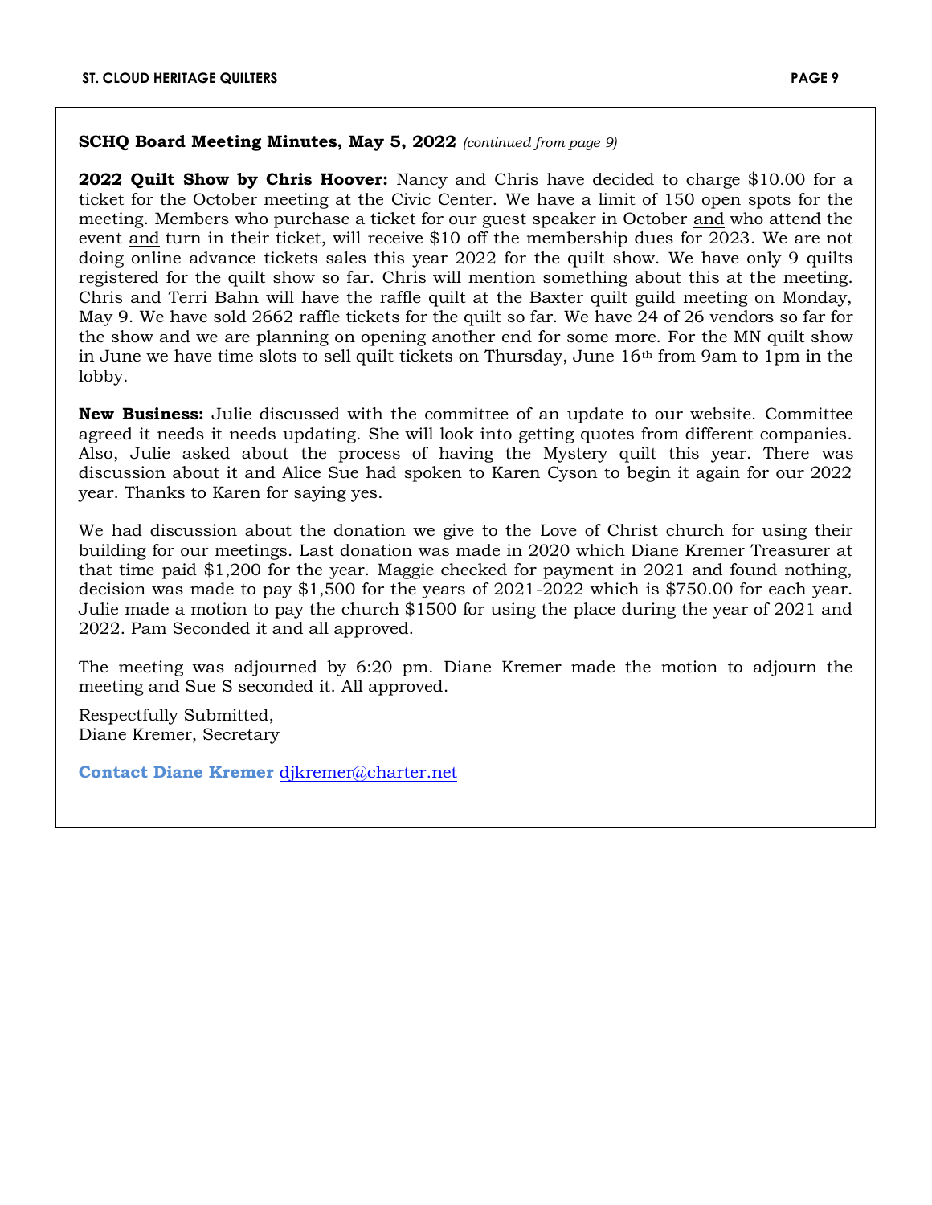**SCHQ Board Meeting Minutes, May 5, 2022** *(continued from page 9)*

**2022 Quilt Show by Chris Hoover:** Nancy and Chris have decided to charge $10.00 for a ticket for the October meeting at the Civic Center. We have a limit of 150 open spots for the meeting. Members who purchase a ticket for our guest speaker in October and who attend the event and turn in their ticket, will receive $10 off the membership dues for 2023. We are not doing online advance tickets sales this year 2022 for the quilt show. We have only 9 quilts registered for the quilt show so far. Chris will mention something about this at the meeting. Chris and Terri Bahn will have the raffle quilt at the Baxter quilt guild meeting on Monday, May 9. We have sold 2662 raffle tickets for the quilt so far. We have 24 of 26 vendors so far for the show and we are planning on opening another end for some more. For the MN quilt show in June we have time slots to sell quilt tickets on Thursday, June 16th from 9am to 1pm in the lobby.

**New Business:** Julie discussed with the committee of an update to our website. Committee agreed it needs it needs updating. She will look into getting quotes from different companies. Also, Julie asked about the process of having the Mystery quilt this year. There was discussion about it and Alice Sue had spoken to Karen Cyson to begin it again for our 2022 year. Thanks to Karen for saying yes.

We had discussion about the donation we give to the Love of Christ church for using their building for our meetings. Last donation was made in 2020 which Diane Kremer Treasurer at that time paid $1,200 for the year. Maggie checked for payment in 2021 and found nothing, decision was made to pay $1,500 for the years of 2021-2022 which is $750.00 for each year. Julie made a motion to pay the church $1500 for using the place during the year of 2021 and 2022. Pam Seconded it and all approved.

The meeting was adjourned by 6:20 pm. Diane Kremer made the motion to adjourn the meeting and Sue S seconded it. All approved.

Respectfully Submitted,  
Diane Kremer, Secretary

**Contact Diane Kremer** djkremer@charter.net